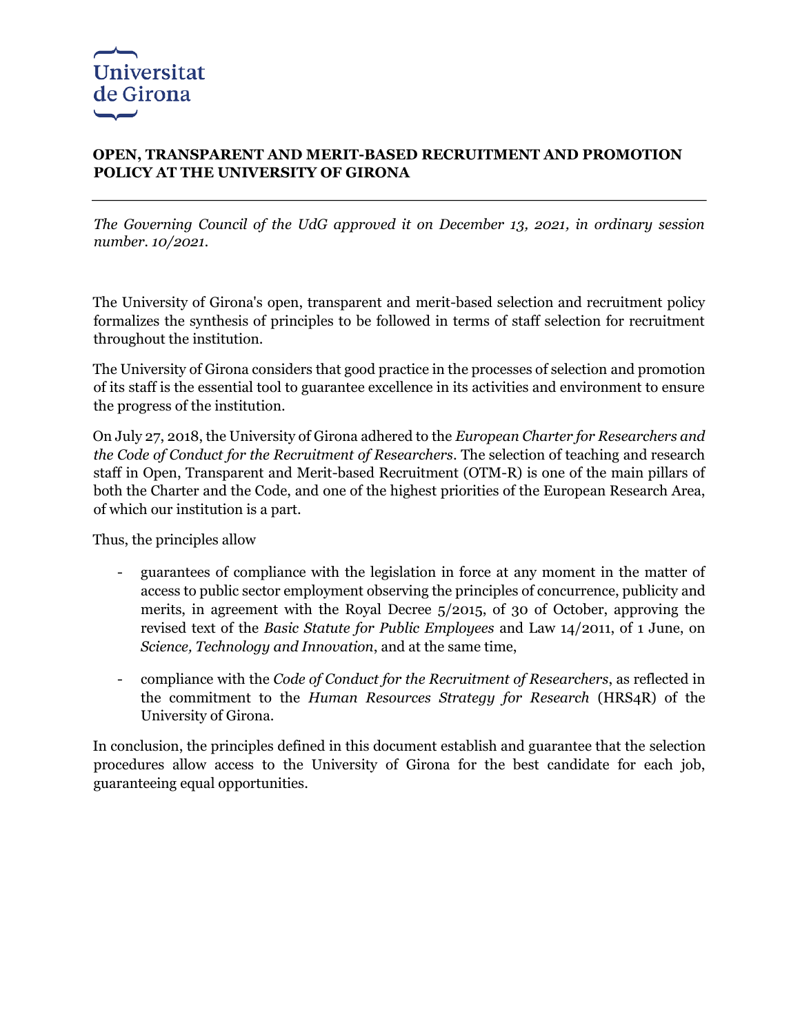Universitat de Girona

# OPEN, TRANSPARENT AND MERIT-BASED RECRUITMENT AND PROMOTION POLICY AT THE UNIVERSITY OF GIRONA

---

*The Governing Council of the UdG approved it on December 13, 2021, in ordinary session number. 10/2021.*

The University of Girona's open, transparent and merit-based selection and recruitment policy formalizes the synthesis of principles to be followed in terms of staff selection for recruitment throughout the institution.

The University of Girona considers that good practice in the processes of selection and promotion of its staff is the essential tool to guarantee excellence in its activities and environment to ensure the progress of the institution.

On July 27, 2018, the University of Girona adhered to the *European Charter for Researchers and the Code of Conduct for the Recruitment of Researchers*. The selection of teaching and research staff in Open, Transparent and Merit-based Recruitment (OTM-R) is one of the main pillars of both the Charter and the Code, and one of the highest priorities of the European Research Area, of which our institution is a part.

Thus, the principles allow

- guarantees of compliance with the legislation in force at any moment in the matter of access to public sector employment observing the principles of concurrence, publicity and merits, in agreement with the Royal Decree 5/2015, of 30 of October, approving the revised text of the *Basic Statute for Public Employees* and Law 14/2011, of 1 June, on *Science, Technology and Innovation*, and at the same time,

- compliance with the *Code of Conduct for the Recruitment of Researchers*, as reflected in the commitment to the *Human Resources Strategy for Research* (HRS4R) of the University of Girona.

In conclusion, the principles defined in this document establish and guarantee that the selection procedures allow access to the University of Girona for the best candidate for each job, guaranteeing equal opportunities.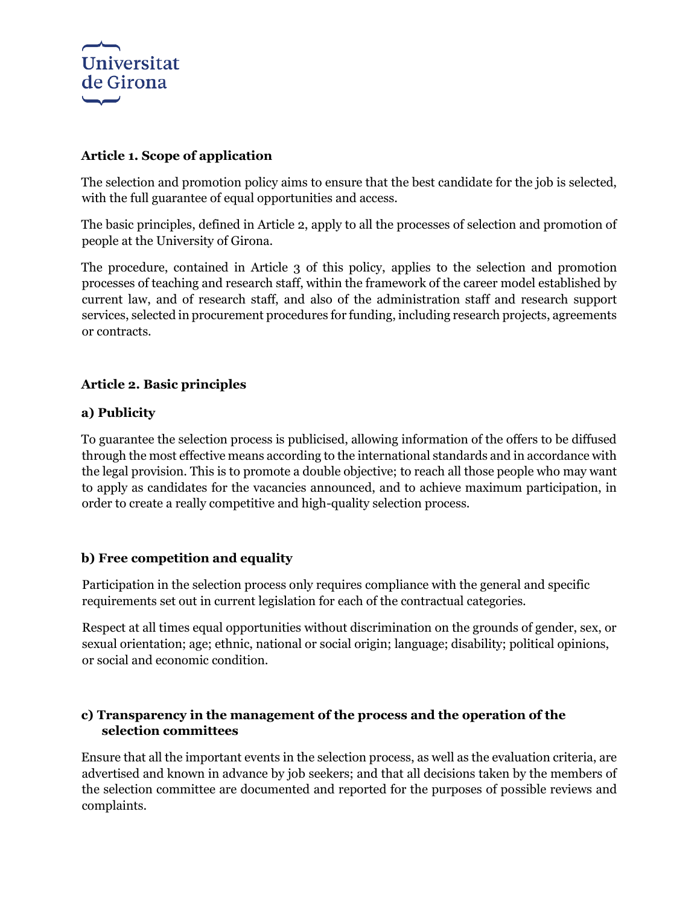## Article 1. Scope of application

The selection and promotion policy aims to ensure that the best candidate for the job is selected, with the full guarantee of equal opportunities and access.

The basic principles, defined in Article 2, apply to all the processes of selection and promotion of people at the University of Girona.

The procedure, contained in Article 3 of this policy, applies to the selection and promotion processes of teaching and research staff, within the framework of the career model established by current law, and of research staff, and also of the administration staff and research support services, selected in procurement procedures for funding, including research projects, agreements or contracts.

## Article 2. Basic principles

### a) Publicity

To guarantee the selection process is publicised, allowing information of the offers to be diffused through the most effective means according to the international standards and in accordance with the legal provision. This is to promote a double objective; to reach all those people who may want to apply as candidates for the vacancies announced, and to achieve maximum participation, in order to create a really competitive and high-quality selection process.

### b) Free competition and equality

Participation in the selection process only requires compliance with the general and specific requirements set out in current legislation for each of the contractual categories.

Respect at all times equal opportunities without discrimination on the grounds of gender, sex, or sexual orientation; age; ethnic, national or social origin; language; disability; political opinions, or social and economic condition.

### c) Transparency in the management of the process and the operation of the selection committees

Ensure that all the important events in the selection process, as well as the evaluation criteria, are advertised and known in advance by job seekers; and that all decisions taken by the members of the selection committee are documented and reported for the purposes of possible reviews and complaints.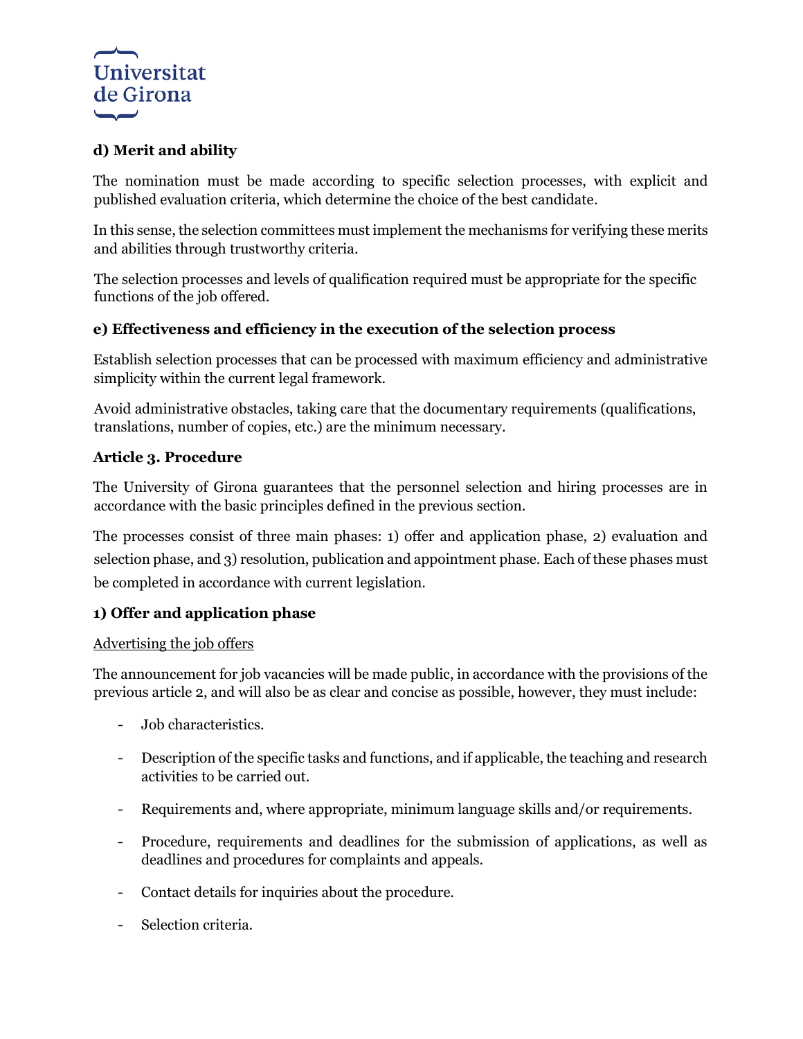**d) Merit and ability**

The nomination must be made according to specific selection processes, with explicit and published evaluation criteria, which determine the choice of the best candidate.

In this sense, the selection committees must implement the mechanisms for verifying these merits and abilities through trustworthy criteria.

The selection processes and levels of qualification required must be appropriate for the specific functions of the job offered.

**e) Effectiveness and efficiency in the execution of the selection process**

Establish selection processes that can be processed with maximum efficiency and administrative simplicity within the current legal framework.

Avoid administrative obstacles, taking care that the documentary requirements (qualifications, translations, number of copies, etc.) are the minimum necessary.

## Article 3. Procedure

The University of Girona guarantees that the personnel selection and hiring processes are in accordance with the basic principles defined in the previous section.

The processes consist of three main phases: 1) offer and application phase, 2) evaluation and selection phase, and 3) resolution, publication and appointment phase. Each of these phases must be completed in accordance with current legislation.

### 1) Offer and application phase

Advertising the job offers

The announcement for job vacancies will be made public, in accordance with the provisions of the previous article 2, and will also be as clear and concise as possible, however, they must include:

- Job characteristics.
- Description of the specific tasks and functions, and if applicable, the teaching and research activities to be carried out.
- Requirements and, where appropriate, minimum language skills and/or requirements.
- Procedure, requirements and deadlines for the submission of applications, as well as deadlines and procedures for complaints and appeals.
- Contact details for inquiries about the procedure.
- Selection criteria.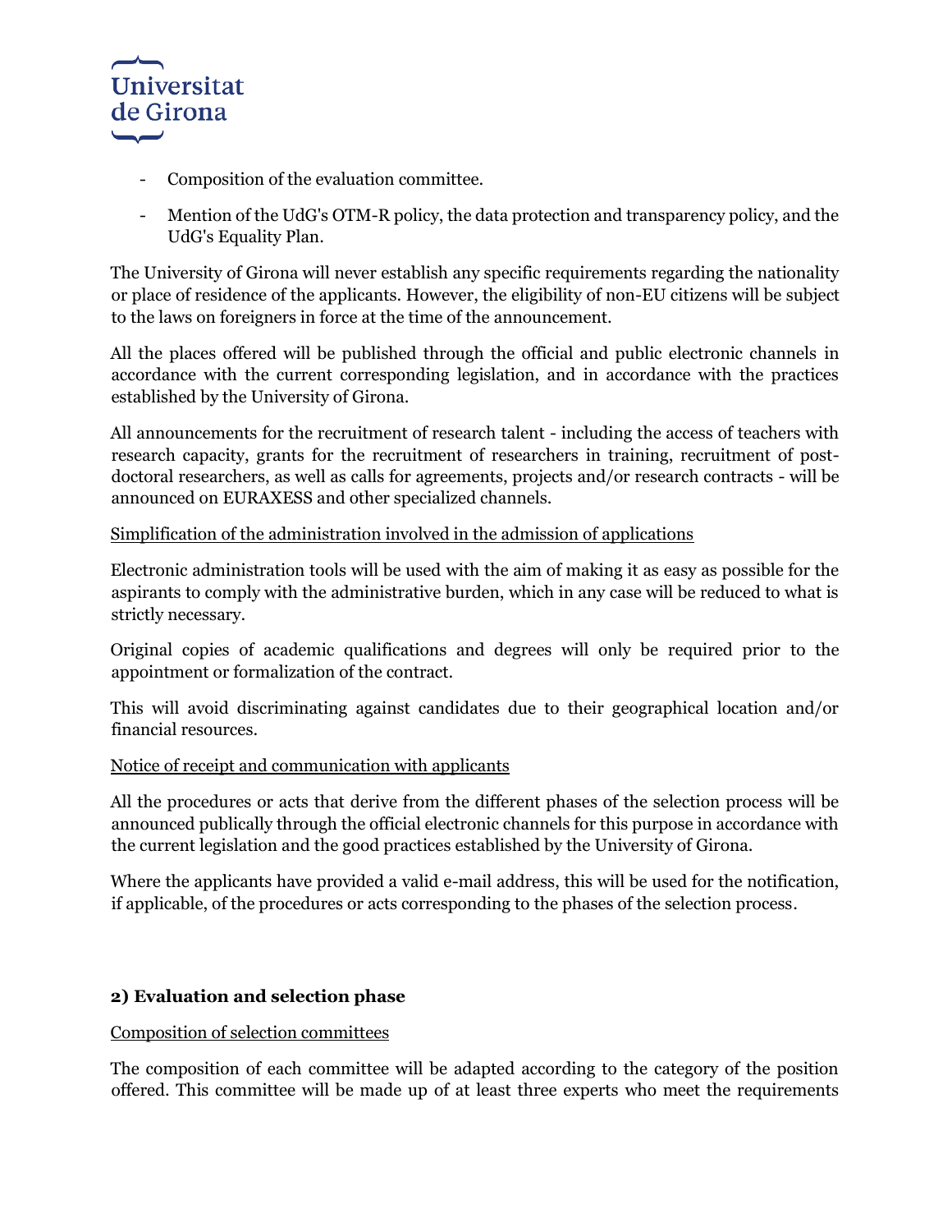- Composition of the evaluation committee.
- Mention of the UdG's OTM-R policy, the data protection and transparency policy, and the UdG's Equality Plan.

The University of Girona will never establish any specific requirements regarding the nationality or place of residence of the applicants. However, the eligibility of non-EU citizens will be subject to the laws on foreigners in force at the time of the announcement.

All the places offered will be published through the official and public electronic channels in accordance with the current corresponding legislation, and in accordance with the practices established by the University of Girona.

All announcements for the recruitment of research talent - including the access of teachers with research capacity, grants for the recruitment of researchers in training, recruitment of post-doctoral researchers, as well as calls for agreements, projects and/or research contracts - will be announced on EURAXESS and other specialized channels.

<u>Simplification of the administration involved in the admission of applications</u>

Electronic administration tools will be used with the aim of making it as easy as possible for the aspirants to comply with the administrative burden, which in any case will be reduced to what is strictly necessary.

Original copies of academic qualifications and degrees will only be required prior to the appointment or formalization of the contract.

This will avoid discriminating against candidates due to their geographical location and/or financial resources.

<u>Notice of receipt and communication with applicants</u>

All the procedures or acts that derive from the different phases of the selection process will be announced publically through the official electronic channels for this purpose in accordance with the current legislation and the good practices established by the University of Girona.

Where the applicants have provided a valid e-mail address, this will be used for the notification, if applicable, of the procedures or acts corresponding to the phases of the selection process.

## 2) Evaluation and selection phase

<u>Composition of selection committees</u>

The composition of each committee will be adapted according to the category of the position offered. This committee will be made up of at least three experts who meet the requirements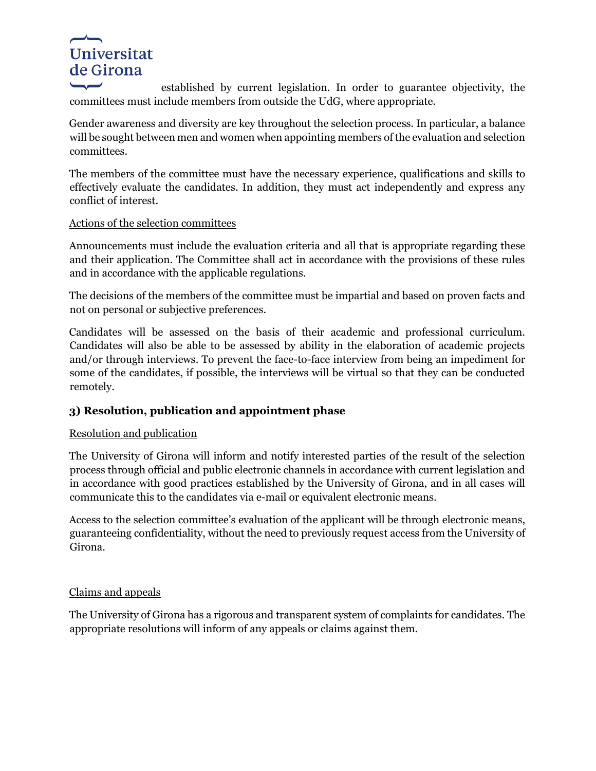established by current legislation. In order to guarantee objectivity, the committees must include members from outside the UdG, where appropriate.

Gender awareness and diversity are key throughout the selection process. In particular, a balance will be sought between men and women when appointing members of the evaluation and selection committees.

The members of the committee must have the necessary experience, qualifications and skills to effectively evaluate the candidates. In addition, they must act independently and express any conflict of interest.

Actions of the selection committees

Announcements must include the evaluation criteria and all that is appropriate regarding these and their application. The Committee shall act in accordance with the provisions of these rules and in accordance with the applicable regulations.

The decisions of the members of the committee must be impartial and based on proven facts and not on personal or subjective preferences.

Candidates will be assessed on the basis of their academic and professional curriculum. Candidates will also be able to be assessed by ability in the elaboration of academic projects and/or through interviews. To prevent the face-to-face interview from being an impediment for some of the candidates, if possible, the interviews will be virtual so that they can be conducted remotely.

### 3) Resolution, publication and appointment phase

Resolution and publication

The University of Girona will inform and notify interested parties of the result of the selection process through official and public electronic channels in accordance with current legislation and in accordance with good practices established by the University of Girona, and in all cases will communicate this to the candidates via e-mail or equivalent electronic means.

Access to the selection committee's evaluation of the applicant will be through electronic means, guaranteeing confidentiality, without the need to previously request access from the University of Girona.

Claims and appeals

The University of Girona has a rigorous and transparent system of complaints for candidates. The appropriate resolutions will inform of any appeals or claims against them.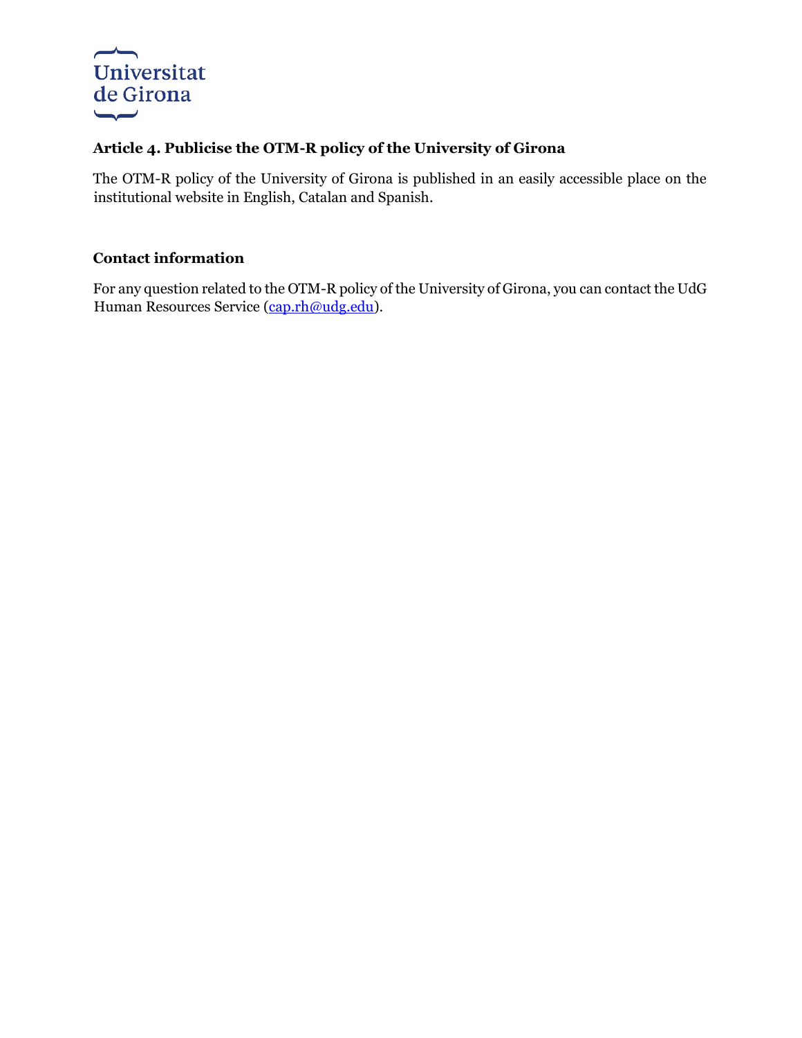### Article 4. Publicise the OTM-R policy of the University of Girona

The OTM-R policy of the University of Girona is published in an easily accessible place on the institutional website in English, Catalan and Spanish.

### Contact information

For any question related to the OTM-R policy of the University of Girona, you can contact the UdG Human Resources Service (cap.rh@udg.edu).